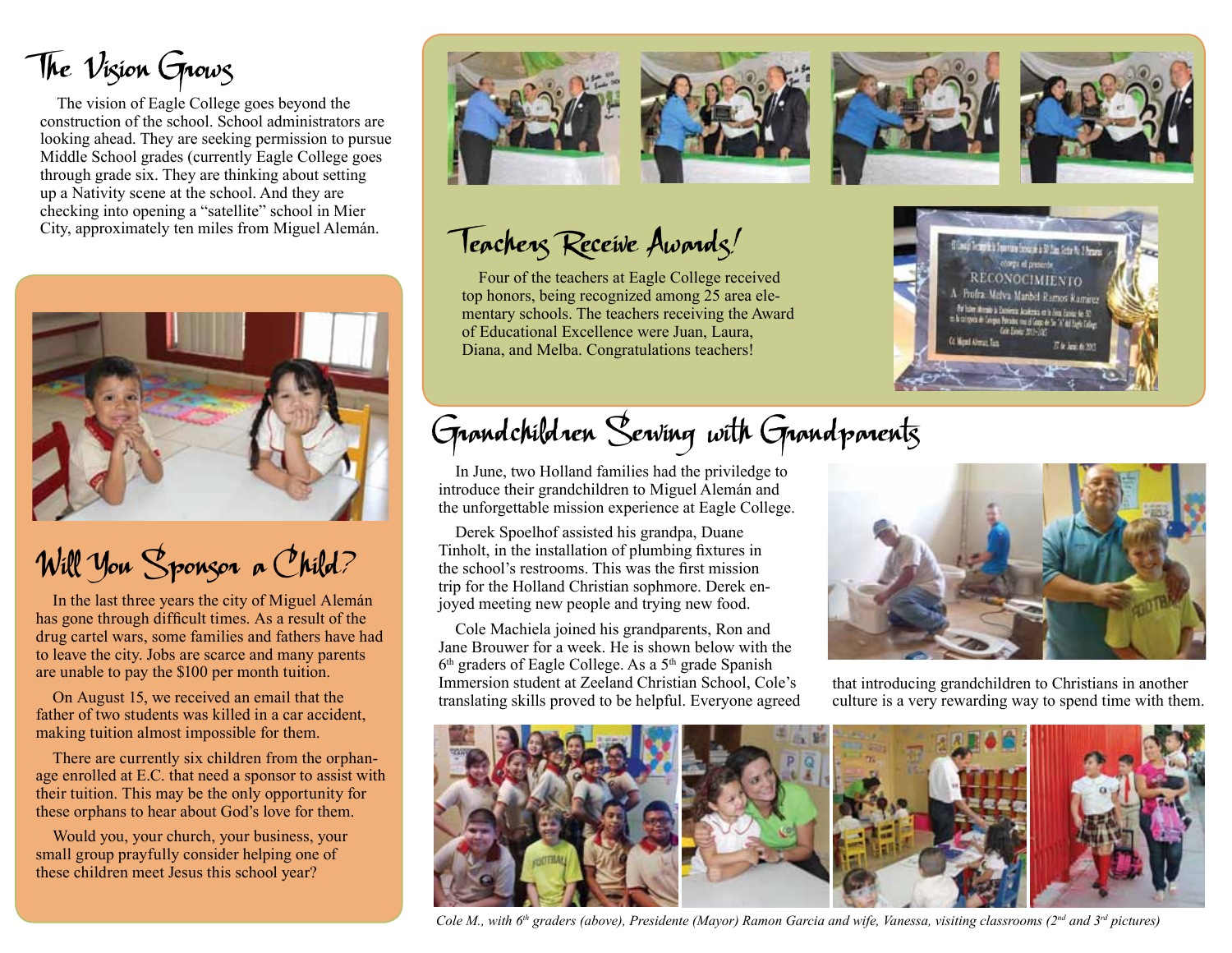# The Vision Grows

The vision of Eagle College goes beyond the construction of the school. School administrators are looking ahead. They are seeking permission to pursue Middle School grades (currently Eagle College goes through grade six. They are thinking about setting up a Nativity scene at the school. And they are checking into opening a "satellite" school in Mier City, approximately ten miles from Miguel Alemán.

# Will You Sponsor a Child?

In the last three years the city of Miguel Alemán has gone through difficult times. As a result of the drug cartel wars, some families and fathers have had to leave the city. Jobs are scarce and many parents are unable to pay the $100 per month tuition.

On August 15, we received an email that the father of two students was killed in a car accident, making tuition almost impossible for them.

There are currently six children from the orphanage enrolled at E.C. that need a sponsor to assist with their tuition. This may be the only opportunity for these orphans to hear about God's love for them.

Would you, your church, your business, your small group prayfully consider helping one of these children meet Jesus this school year?

# Teachers Receive Awards!

Four of the teachers at Eagle College received top honors, being recognized among 25 area elementary schools. The teachers receiving the Award of Educational Excellence were Juan, Laura, Diana, and Melba. Congratulations teachers!

# Grandchildren Serving with Grandparents

In June, two Holland families had the priviledge to introduce their grandchildren to Miguel Alemán and the unforgettable mission experience at Eagle College.

Derek Spoelhof assisted his grandpa, Duane Tinholt, in the installation of plumbing fixtures in the school's restrooms. This was the first mission trip for the Holland Christian sophmore. Derek enjoyed meeting new people and trying new food.

Cole Machiela joined his grandparents, Ron and Jane Brouwer for a week. He is shown below with the 6th graders of Eagle College. As a 5th grade Spanish Immersion student at Zeeland Christian School, Cole's translating skills proved to be helpful. Everyone agreed that introducing grandchildren to Christians in another culture is a very rewarding way to spend time with them.

*Cole M., with 6th graders (above), Presidente (Mayor) Ramon Garcia and wife, Vanessa, visiting classrooms (2nd and 3rd pictures)*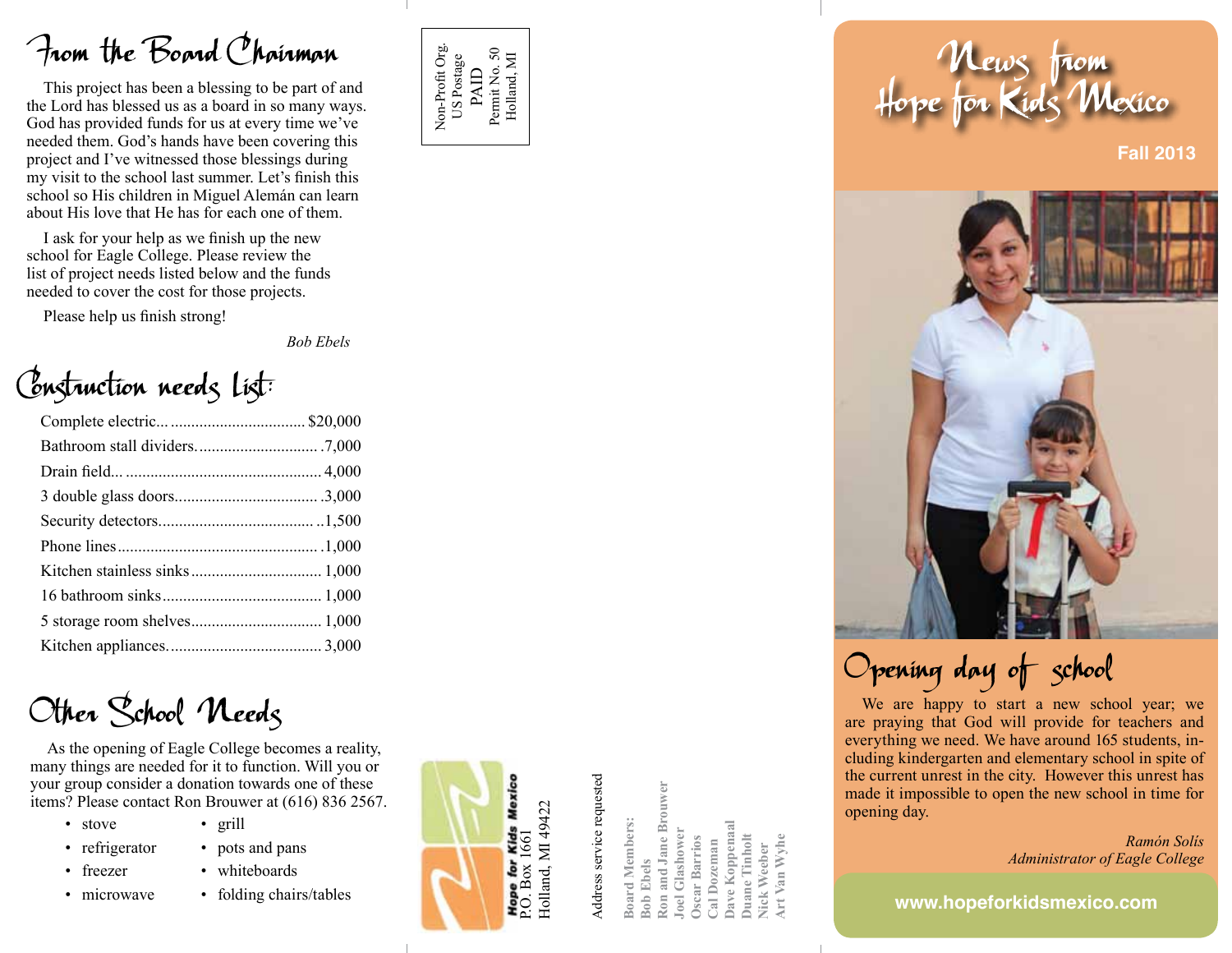# From the Board Chairman

This project has been a blessing to be part of and the Lord has blessed us as a board in so many ways. God has provided funds for us at every time we've needed them. God's hands have been covering this project and I've witnessed those blessings during my visit to the school last summer. Let's finish this school so His children in Miguel Alemán can learn about His love that He has for each one of them.

I ask for your help as we finish up the new school for Eagle College. Please review the list of project needs listed below and the funds needed to cover the cost for those projects.

Please help us finish strong!

*Bob Ebels*

# Construction needs List:

| | |
|---|---|
| Complete electric | $20,000 |
| Bathroom stall dividers | 7,000 |
| Drain field | 4,000 |
| 3 double glass doors | 3,000 |
| Security detectors | 1,500 |
| Phone lines | 1,000 |
| Kitchen stainless sinks | 1,000 |
| 16 bathroom sinks | 1,000 |
| 5 storage room shelves | 1,000 |
| Kitchen appliances | 3,000 |

# Other School Needs

As the opening of Eagle College becomes a reality, many things are needed for it to function. Will you or your group consider a donation towards one of these items? Please contact Ron Brouwer at (616) 836 2567.

- stove
- refrigerator
- freezer
- microwave
- grill
- pots and pans
- whiteboards
- folding chairs/tables

Non-Profit Org.
US Postage
PAID
Permit No. 50
Holland, MI

**Hope for Kids Mexico**
P.O. Box 1661
Holland, MI 49422

Address service requested

**Board Members:**
**Bob Ebels**
**Ron and Jane Brouwer**
**Joel Glashower**
**Oscar Barrios**
**Cal Dozeman**
**Dave Koppenaal**
**Duane Tinholt**
**Nick Weeber**
**Art Van Wyhe**

# News from Hope for Kids Mexico

**Fall 2013**

## Opening day of school

We are happy to start a new school year; we are praying that God will provide for teachers and everything we need. We have around 165 students, including kindergarten and elementary school in spite of the current unrest in the city. However this unrest has made it impossible to open the new school in time for opening day.

*Ramón Solís*
*Administrator of Eagle College*

**www.hopeforkidsmexico.com**